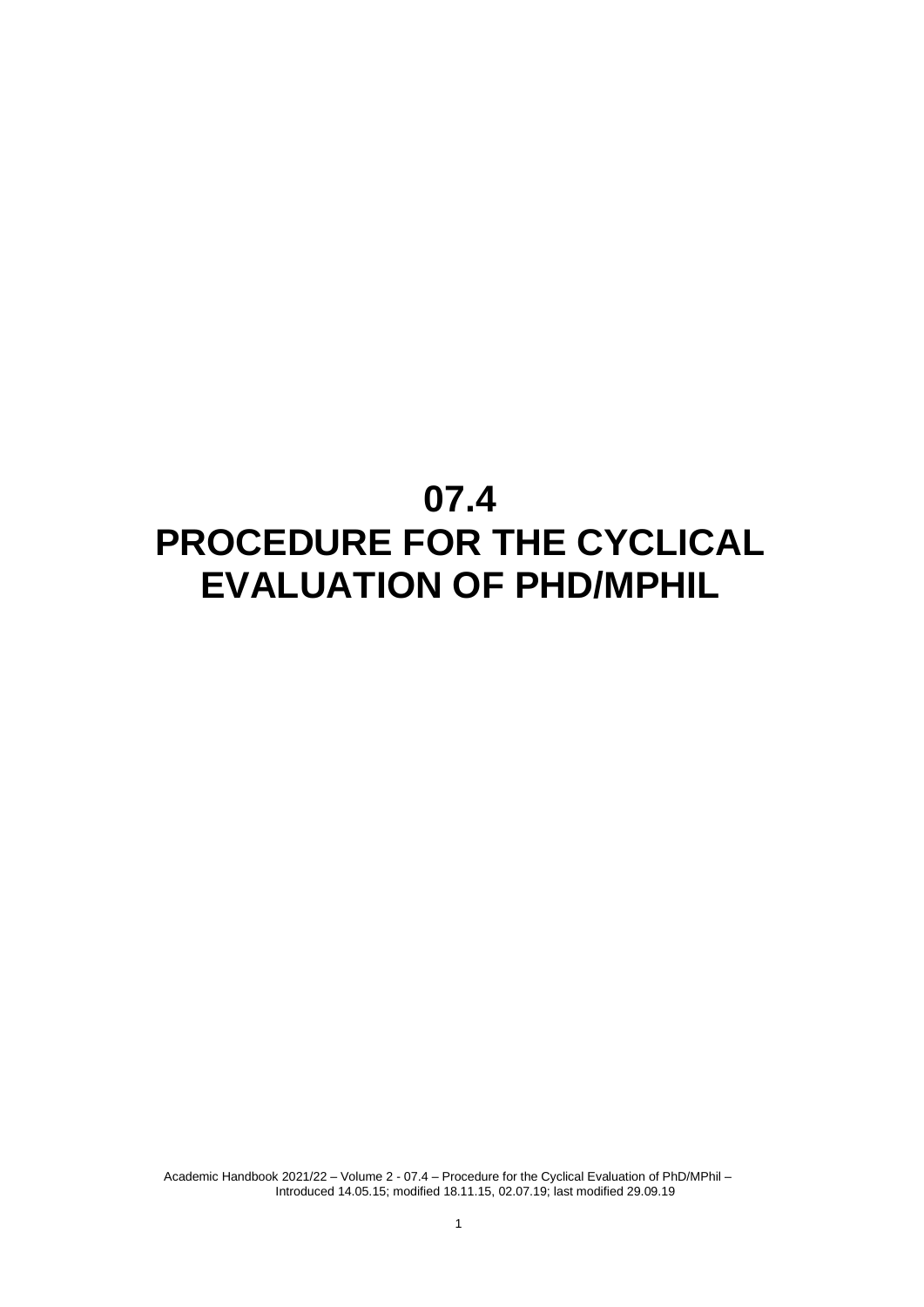# 07.4
# PROCEDURE FOR THE CYCLICAL EVALUATION OF PHD/MPHIL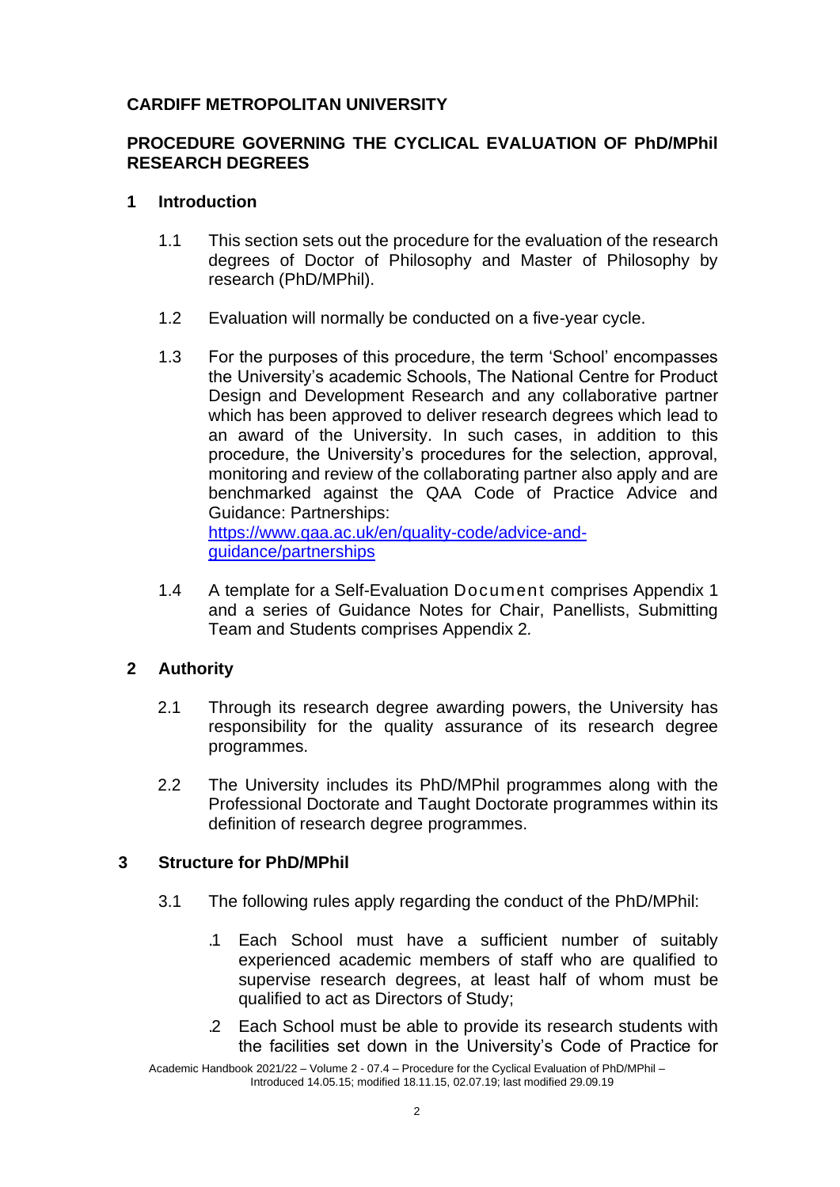**CARDIFF METROPOLITAN UNIVERSITY**

**PROCEDURE GOVERNING THE CYCLICAL EVALUATION OF PhD/MPhil RESEARCH DEGREES**

## 1 Introduction

1.1 This section sets out the procedure for the evaluation of the research degrees of Doctor of Philosophy and Master of Philosophy by research (PhD/MPhil).

1.2 Evaluation will normally be conducted on a five-year cycle.

1.3 For the purposes of this procedure, the term 'School' encompasses the University's academic Schools, The National Centre for Product Design and Development Research and any collaborative partner which has been approved to deliver research degrees which lead to an award of the University. In such cases, in addition to this procedure, the University's procedures for the selection, approval, monitoring and review of the collaborating partner also apply and are benchmarked against the QAA Code of Practice Advice and Guidance: Partnerships: [https://www.qaa.ac.uk/en/quality-code/advice-and-guidance/partnerships](https://www.qaa.ac.uk/en/quality-code/advice-and-guidance/partnerships)

1.4 A template for a Self-Evaluation Document comprises Appendix 1 and a series of Guidance Notes for Chair, Panellists, Submitting Team and Students comprises Appendix 2.

## 2 Authority

2.1 Through its research degree awarding powers, the University has responsibility for the quality assurance of its research degree programmes.

2.2 The University includes its PhD/MPhil programmes along with the Professional Doctorate and Taught Doctorate programmes within its definition of research degree programmes.

## 3 Structure for PhD/MPhil

3.1 The following rules apply regarding the conduct of the PhD/MPhil:

.1 Each School must have a sufficient number of suitably experienced academic members of staff who are qualified to supervise research degrees, at least half of whom must be qualified to act as Directors of Study;

.2 Each School must be able to provide its research students with the facilities set down in the University's Code of Practice for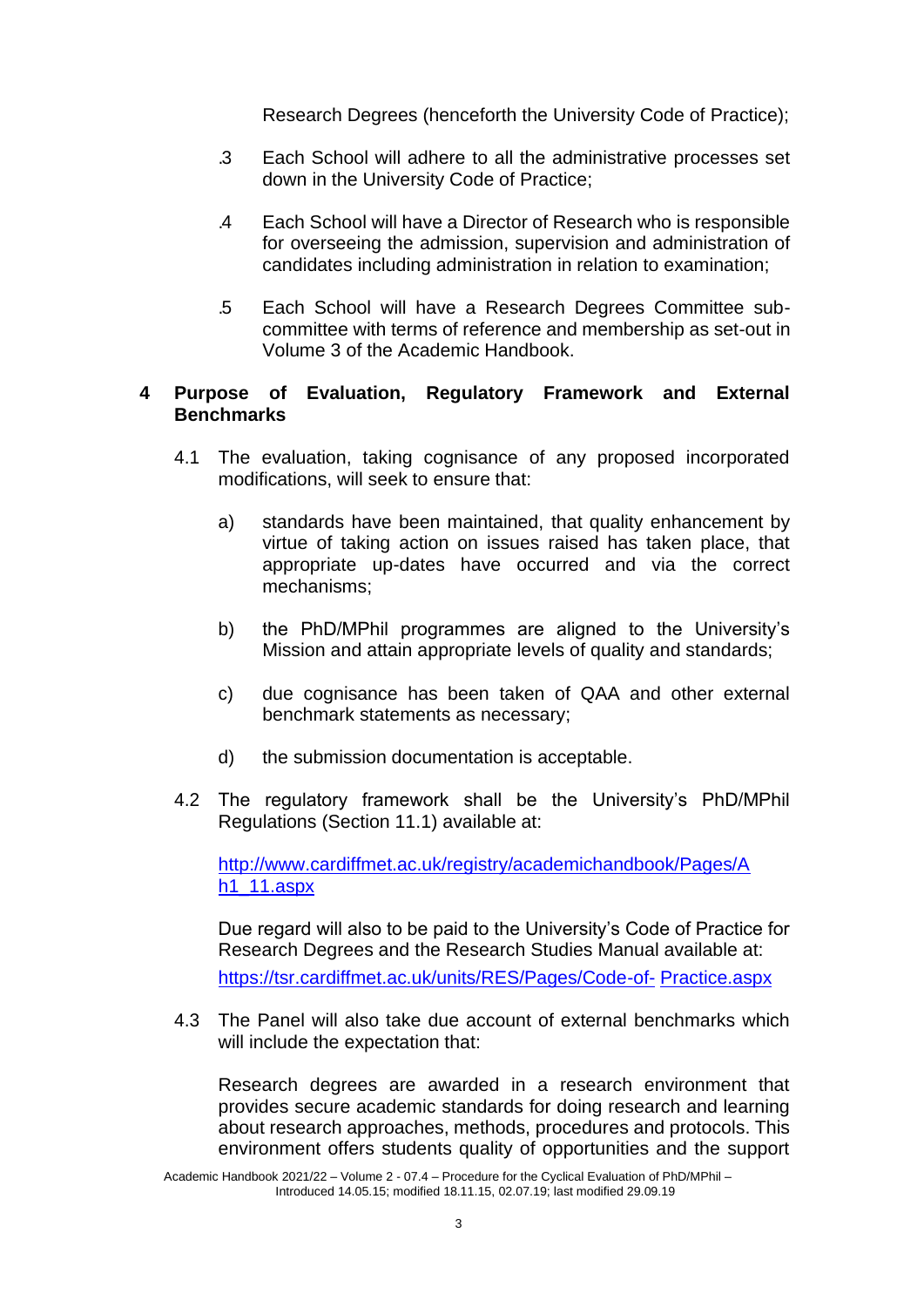Research Degrees (henceforth the University Code of Practice);

.3 Each School will adhere to all the administrative processes set down in the University Code of Practice;

.4 Each School will have a Director of Research who is responsible for overseeing the admission, supervision and administration of candidates including administration in relation to examination;

.5 Each School will have a Research Degrees Committee sub-committee with terms of reference and membership as set-out in Volume 3 of the Academic Handbook.

## 4 Purpose of Evaluation, Regulatory Framework and External Benchmarks

4.1 The evaluation, taking cognisance of any proposed incorporated modifications, will seek to ensure that:

a) standards have been maintained, that quality enhancement by virtue of taking action on issues raised has taken place, that appropriate up-dates have occurred and via the correct mechanisms;

b) the PhD/MPhil programmes are aligned to the University's Mission and attain appropriate levels of quality and standards;

c) due cognisance has been taken of QAA and other external benchmark statements as necessary;

d) the submission documentation is acceptable.

4.2 The regulatory framework shall be the University's PhD/MPhil Regulations (Section 11.1) available at:

http://www.cardiffmet.ac.uk/registry/academichandbook/Pages/Ah1_11.aspx

Due regard will also to be paid to the University's Code of Practice for Research Degrees and the Research Studies Manual available at: https://tsr.cardiffmet.ac.uk/units/RES/Pages/Code-of-Practice.aspx

4.3 The Panel will also take due account of external benchmarks which will include the expectation that:

Research degrees are awarded in a research environment that provides secure academic standards for doing research and learning about research approaches, methods, procedures and protocols. This environment offers students quality of opportunities and the support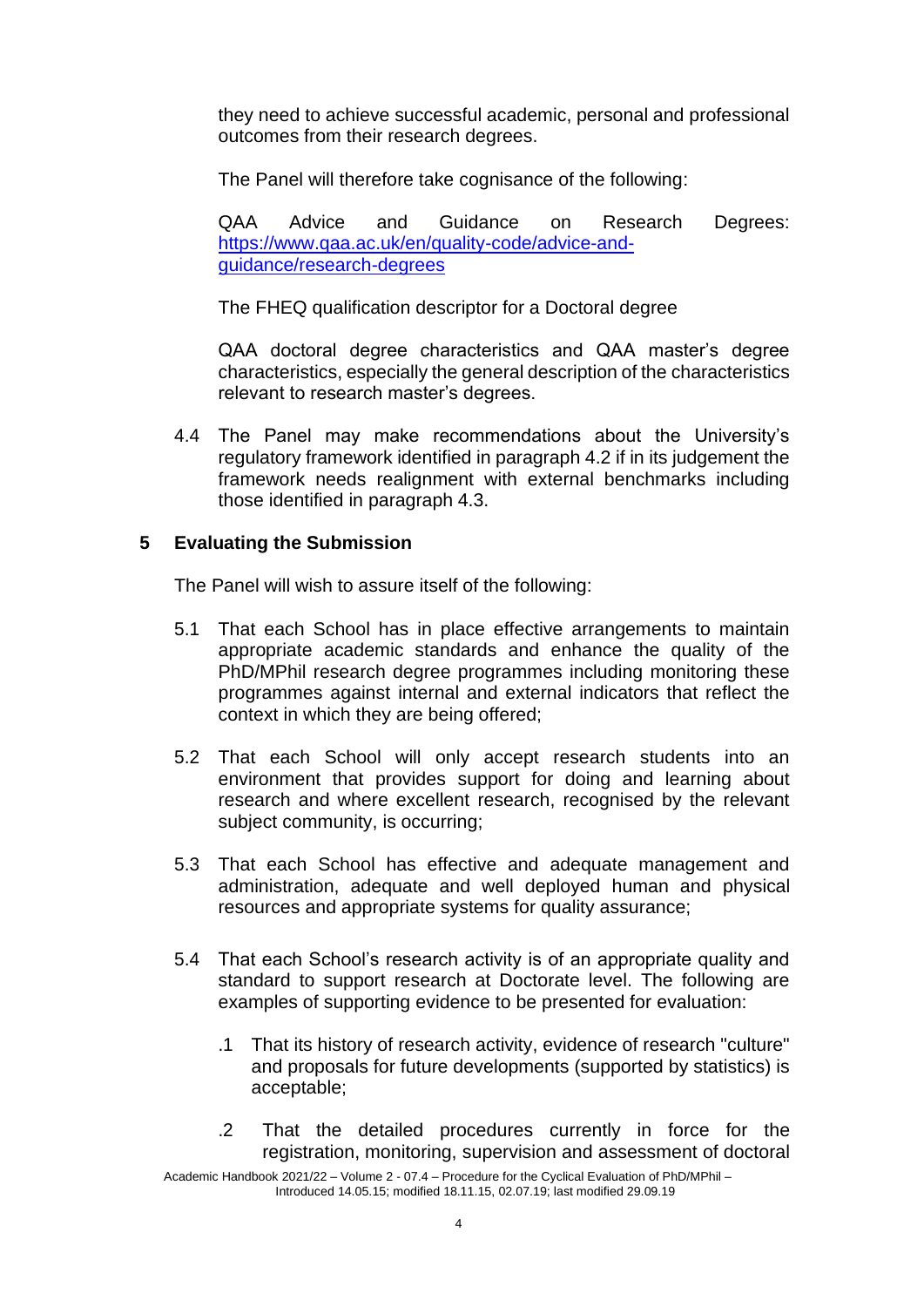they need to achieve successful academic, personal and professional outcomes from their research degrees.

The Panel will therefore take cognisance of the following:

QAA Advice and Guidance on Research Degrees: [https://www.qaa.ac.uk/en/quality-code/advice-and-guidance/research-degrees](https://www.qaa.ac.uk/en/quality-code/advice-and-guidance/research-degrees)

The FHEQ qualification descriptor for a Doctoral degree

QAA doctoral degree characteristics and QAA master's degree characteristics, especially the general description of the characteristics relevant to research master's degrees.

4.4 The Panel may make recommendations about the University's regulatory framework identified in paragraph 4.2 if in its judgement the framework needs realignment with external benchmarks including those identified in paragraph 4.3.

## 5 Evaluating the Submission

The Panel will wish to assure itself of the following:

5.1 That each School has in place effective arrangements to maintain appropriate academic standards and enhance the quality of the PhD/MPhil research degree programmes including monitoring these programmes against internal and external indicators that reflect the context in which they are being offered;

5.2 That each School will only accept research students into an environment that provides support for doing and learning about research and where excellent research, recognised by the relevant subject community, is occurring;

5.3 That each School has effective and adequate management and administration, adequate and well deployed human and physical resources and appropriate systems for quality assurance;

5.4 That each School's research activity is of an appropriate quality and standard to support research at Doctorate level. The following are examples of supporting evidence to be presented for evaluation:

.1 That its history of research activity, evidence of research "culture" and proposals for future developments (supported by statistics) is acceptable;

.2 That the detailed procedures currently in force for the registration, monitoring, supervision and assessment of doctoral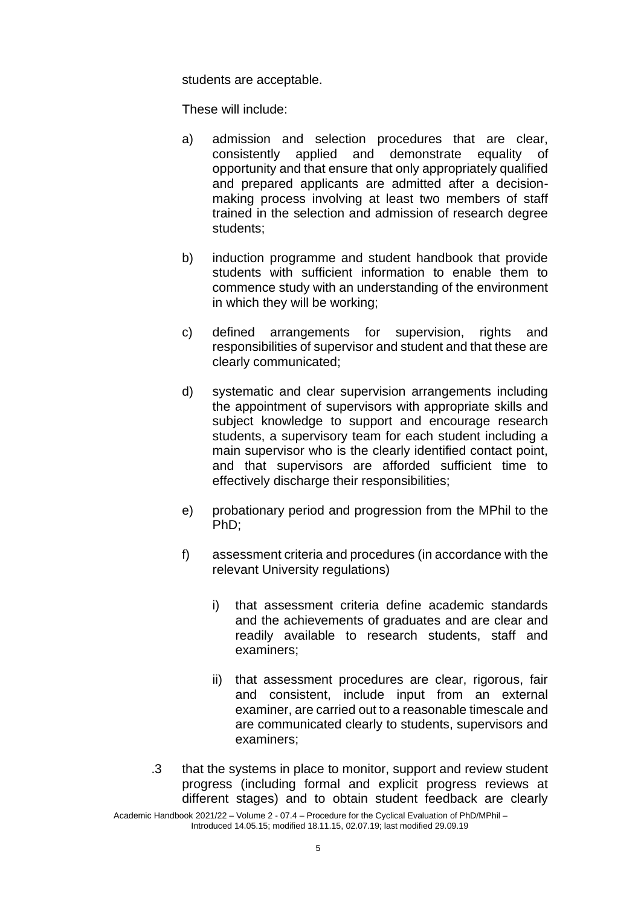students are acceptable.

These will include:

a) admission and selection procedures that are clear, consistently applied and demonstrate equality of opportunity and that ensure that only appropriately qualified and prepared applicants are admitted after a decision-making process involving at least two members of staff trained in the selection and admission of research degree students;

b) induction programme and student handbook that provide students with sufficient information to enable them to commence study with an understanding of the environment in which they will be working;

c) defined arrangements for supervision, rights and responsibilities of supervisor and student and that these are clearly communicated;

d) systematic and clear supervision arrangements including the appointment of supervisors with appropriate skills and subject knowledge to support and encourage research students, a supervisory team for each student including a main supervisor who is the clearly identified contact point, and that supervisors are afforded sufficient time to effectively discharge their responsibilities;

e) probationary period and progression from the MPhil to the PhD;

f) assessment criteria and procedures (in accordance with the relevant University regulations)

   i) that assessment criteria define academic standards and the achievements of graduates and are clear and readily available to research students, staff and examiners;

   ii) that assessment procedures are clear, rigorous, fair and consistent, include input from an external examiner, are carried out to a reasonable timescale and are communicated clearly to students, supervisors and examiners;

.3 that the systems in place to monitor, support and review student progress (including formal and explicit progress reviews at different stages) and to obtain student feedback are clearly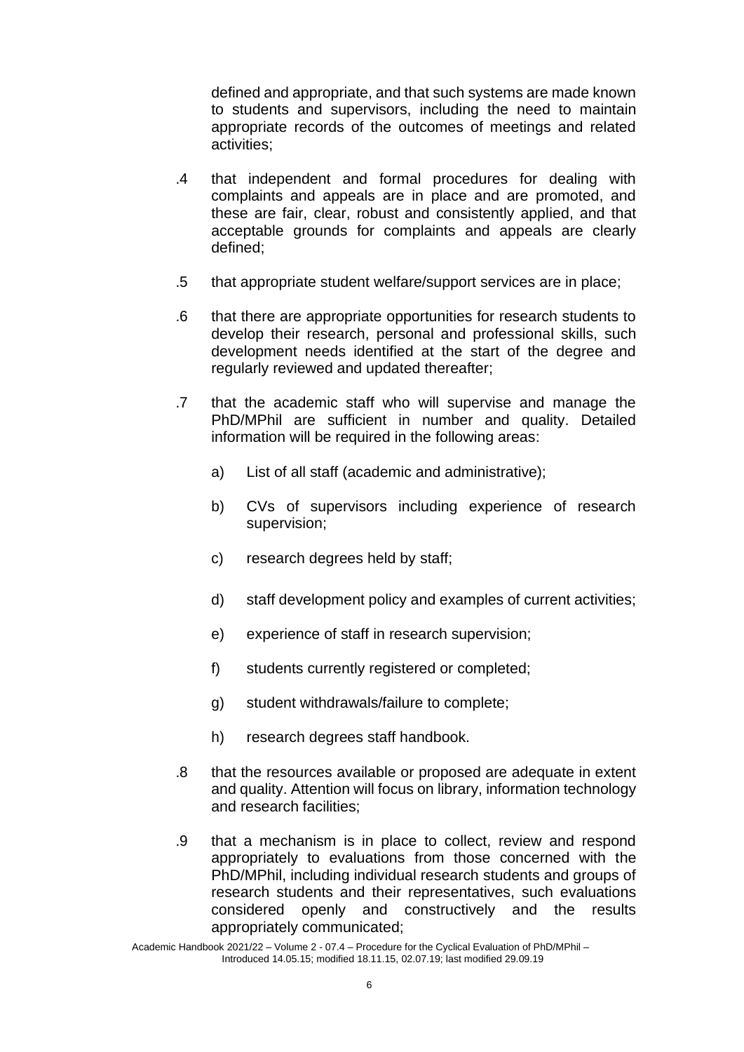defined and appropriate, and that such systems are made known to students and supervisors, including the need to maintain appropriate records of the outcomes of meetings and related activities;

.4 that independent and formal procedures for dealing with complaints and appeals are in place and are promoted, and these are fair, clear, robust and consistently applied, and that acceptable grounds for complaints and appeals are clearly defined;

.5 that appropriate student welfare/support services are in place;

.6 that there are appropriate opportunities for research students to develop their research, personal and professional skills, such development needs identified at the start of the degree and regularly reviewed and updated thereafter;

.7 that the academic staff who will supervise and manage the PhD/MPhil are sufficient in number and quality. Detailed information will be required in the following areas:

   a) List of all staff (academic and administrative);

   b) CVs of supervisors including experience of research supervision;

   c) research degrees held by staff;

   d) staff development policy and examples of current activities;

   e) experience of staff in research supervision;

   f) students currently registered or completed;

   g) student withdrawals/failure to complete;

   h) research degrees staff handbook.

.8 that the resources available or proposed are adequate in extent and quality. Attention will focus on library, information technology and research facilities;

.9 that a mechanism is in place to collect, review and respond appropriately to evaluations from those concerned with the PhD/MPhil, including individual research students and groups of research students and their representatives, such evaluations considered openly and constructively and the results appropriately communicated;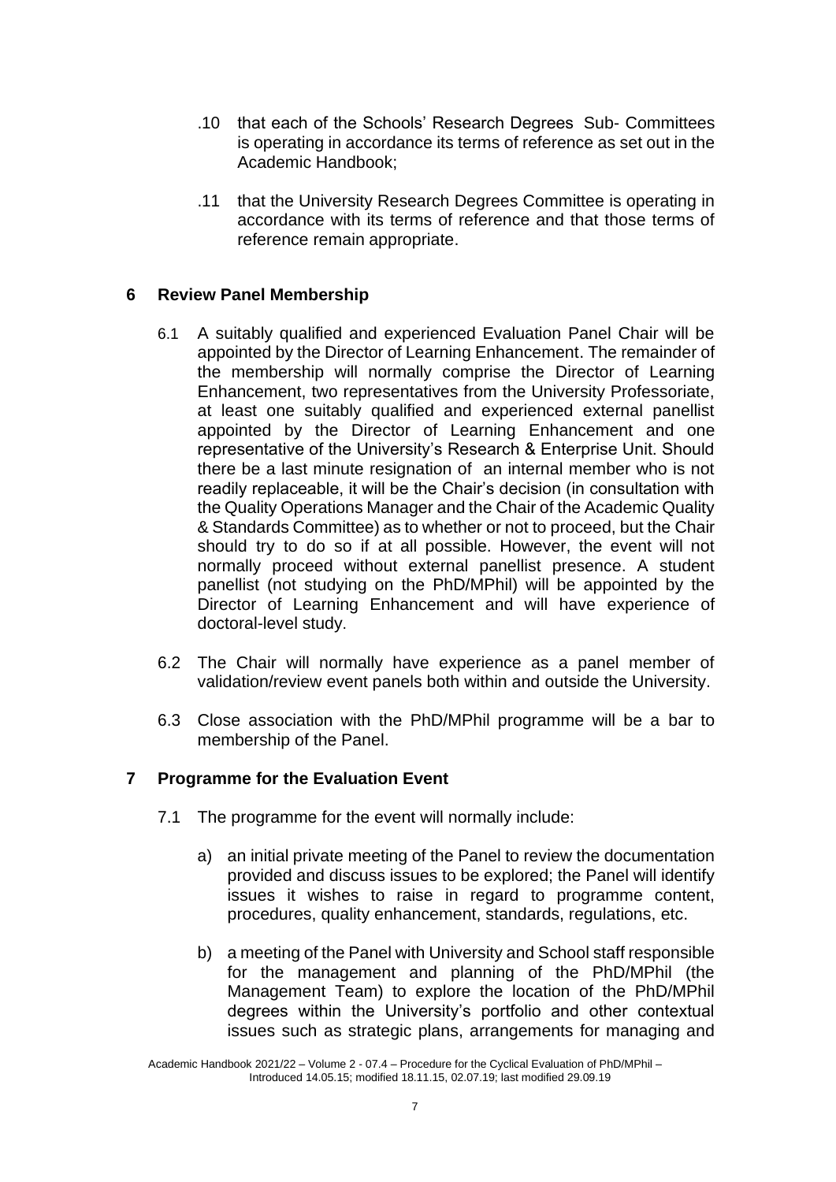.10 that each of the Schools' Research Degrees Sub- Committees is operating in accordance its terms of reference as set out in the Academic Handbook;

.11 that the University Research Degrees Committee is operating in accordance with its terms of reference and that those terms of reference remain appropriate.

## 6 Review Panel Membership

6.1 A suitably qualified and experienced Evaluation Panel Chair will be appointed by the Director of Learning Enhancement. The remainder of the membership will normally comprise the Director of Learning Enhancement, two representatives from the University Professoriate, at least one suitably qualified and experienced external panellist appointed by the Director of Learning Enhancement and one representative of the University's Research & Enterprise Unit. Should there be a last minute resignation of an internal member who is not readily replaceable, it will be the Chair's decision (in consultation with the Quality Operations Manager and the Chair of the Academic Quality & Standards Committee) as to whether or not to proceed, but the Chair should try to do so if at all possible. However, the event will not normally proceed without external panellist presence. A student panellist (not studying on the PhD/MPhil) will be appointed by the Director of Learning Enhancement and will have experience of doctoral-level study.

6.2 The Chair will normally have experience as a panel member of validation/review event panels both within and outside the University.

6.3 Close association with the PhD/MPhil programme will be a bar to membership of the Panel.

## 7 Programme for the Evaluation Event

7.1 The programme for the event will normally include:

a) an initial private meeting of the Panel to review the documentation provided and discuss issues to be explored; the Panel will identify issues it wishes to raise in regard to programme content, procedures, quality enhancement, standards, regulations, etc.

b) a meeting of the Panel with University and School staff responsible for the management and planning of the PhD/MPhil (the Management Team) to explore the location of the PhD/MPhil degrees within the University's portfolio and other contextual issues such as strategic plans, arrangements for managing and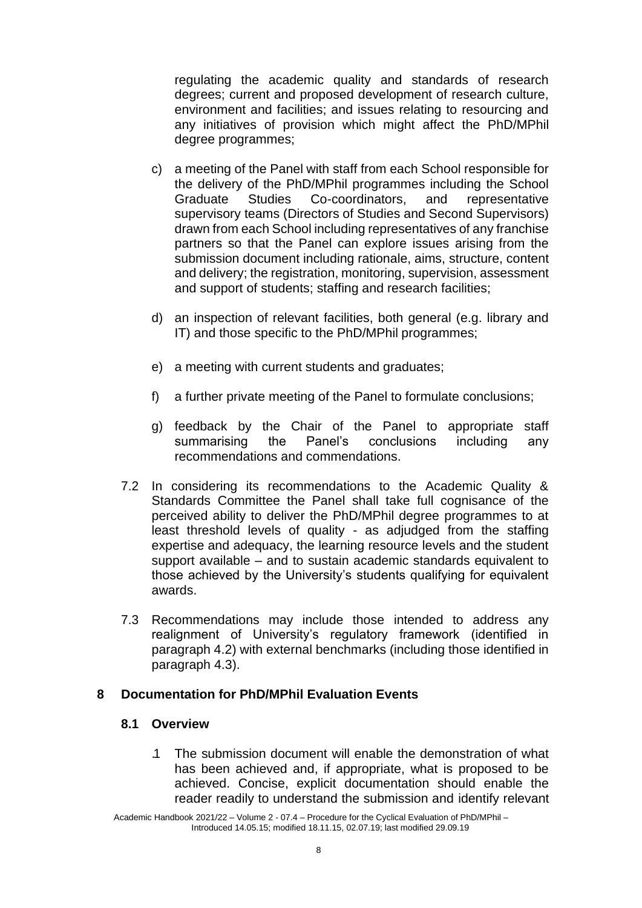regulating the academic quality and standards of research degrees; current and proposed development of research culture, environment and facilities; and issues relating to resourcing and any initiatives of provision which might affect the PhD/MPhil degree programmes;

c) a meeting of the Panel with staff from each School responsible for the delivery of the PhD/MPhil programmes including the School Graduate Studies Co-coordinators, and representative supervisory teams (Directors of Studies and Second Supervisors) drawn from each School including representatives of any franchise partners so that the Panel can explore issues arising from the submission document including rationale, aims, structure, content and delivery; the registration, monitoring, supervision, assessment and support of students; staffing and research facilities;

d) an inspection of relevant facilities, both general (e.g. library and IT) and those specific to the PhD/MPhil programmes;

e) a meeting with current students and graduates;

f) a further private meeting of the Panel to formulate conclusions;

g) feedback by the Chair of the Panel to appropriate staff summarising the Panel's conclusions including any recommendations and commendations.

7.2 In considering its recommendations to the Academic Quality & Standards Committee the Panel shall take full cognisance of the perceived ability to deliver the PhD/MPhil degree programmes to at least threshold levels of quality - as adjudged from the staffing expertise and adequacy, the learning resource levels and the student support available – and to sustain academic standards equivalent to those achieved by the University's students qualifying for equivalent awards.

7.3 Recommendations may include those intended to address any realignment of University's regulatory framework (identified in paragraph 4.2) with external benchmarks (including those identified in paragraph 4.3).

## 8 Documentation for PhD/MPhil Evaluation Events

### 8.1 Overview

.1 The submission document will enable the demonstration of what has been achieved and, if appropriate, what is proposed to be achieved. Concise, explicit documentation should enable the reader readily to understand the submission and identify relevant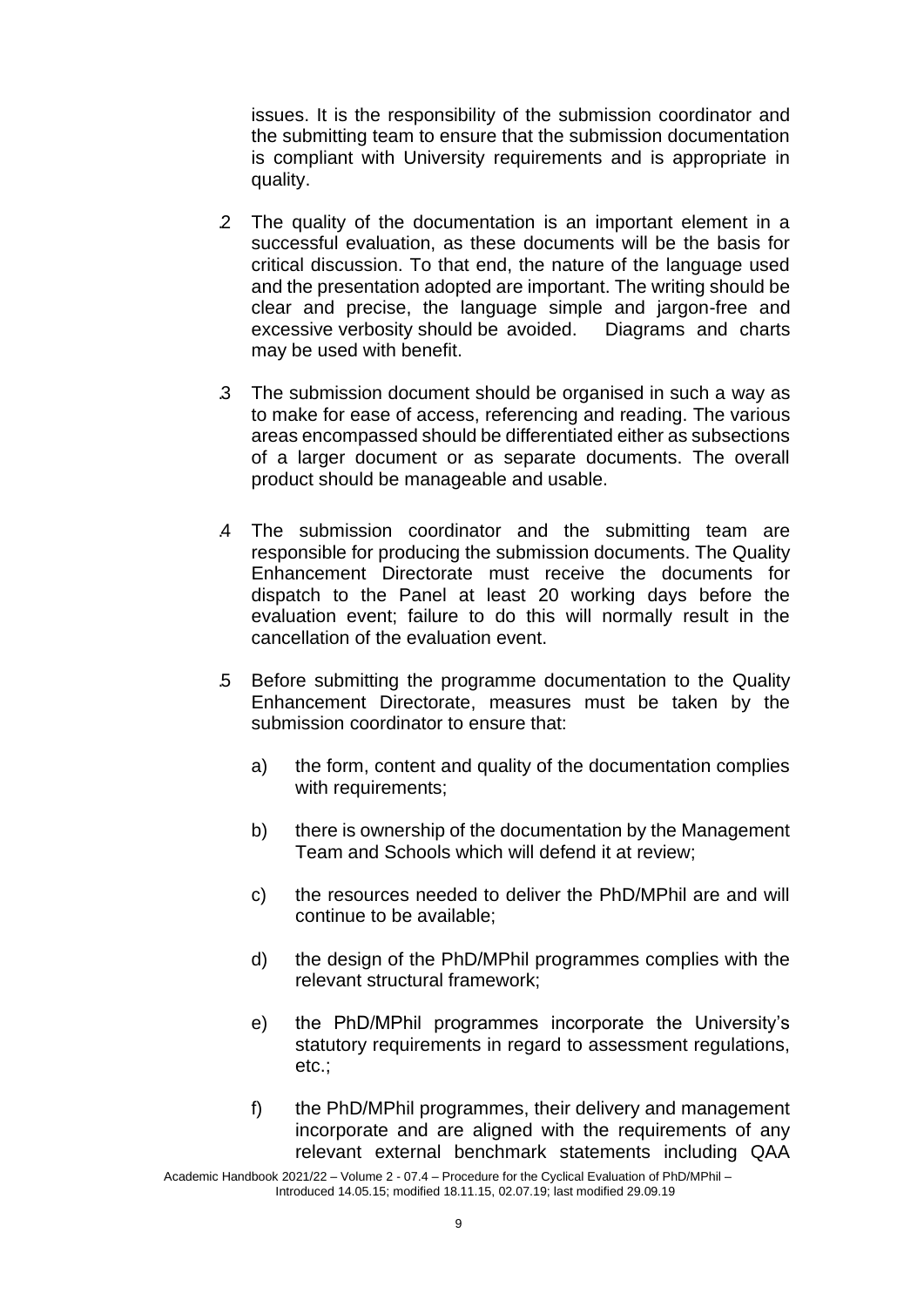issues. It is the responsibility of the submission coordinator and the submitting team to ensure that the submission documentation is compliant with University requirements and is appropriate in quality.

.2 The quality of the documentation is an important element in a successful evaluation, as these documents will be the basis for critical discussion. To that end, the nature of the language used and the presentation adopted are important. The writing should be clear and precise, the language simple and jargon-free and excessive verbosity should be avoided. Diagrams and charts may be used with benefit.

.3 The submission document should be organised in such a way as to make for ease of access, referencing and reading. The various areas encompassed should be differentiated either as subsections of a larger document or as separate documents. The overall product should be manageable and usable.

.4 The submission coordinator and the submitting team are responsible for producing the submission documents. The Quality Enhancement Directorate must receive the documents for dispatch to the Panel at least 20 working days before the evaluation event; failure to do this will normally result in the cancellation of the evaluation event.

.5 Before submitting the programme documentation to the Quality Enhancement Directorate, measures must be taken by the submission coordinator to ensure that:

a) the form, content and quality of the documentation complies with requirements;

b) there is ownership of the documentation by the Management Team and Schools which will defend it at review;

c) the resources needed to deliver the PhD/MPhil are and will continue to be available;

d) the design of the PhD/MPhil programmes complies with the relevant structural framework;

e) the PhD/MPhil programmes incorporate the University's statutory requirements in regard to assessment regulations, etc.;

f) the PhD/MPhil programmes, their delivery and management incorporate and are aligned with the requirements of any relevant external benchmark statements including QAA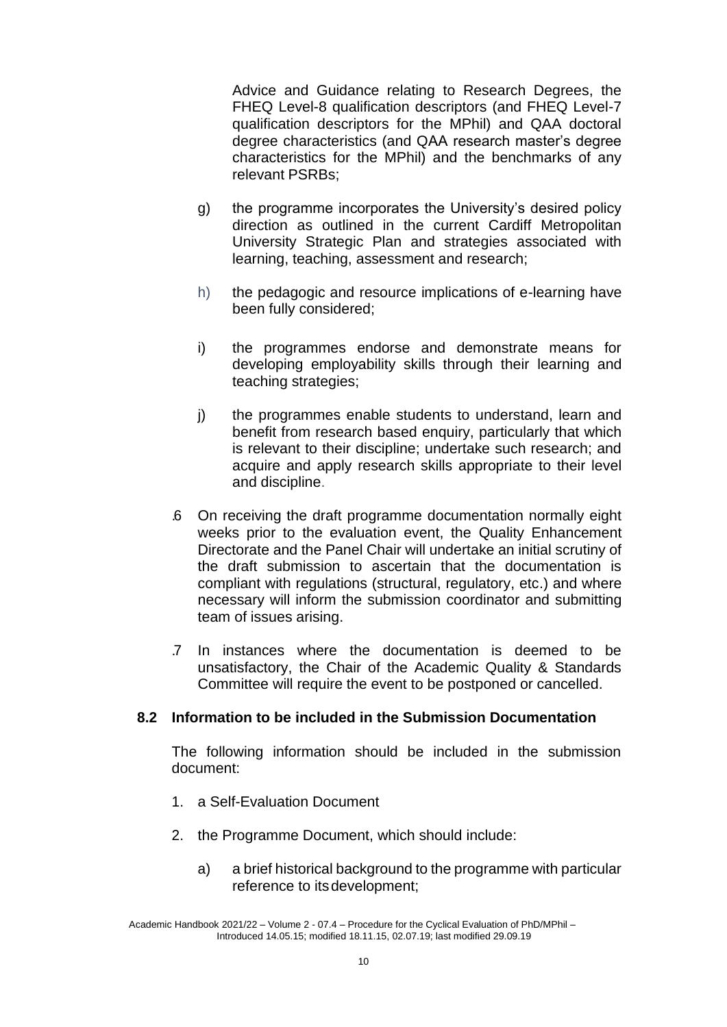Advice and Guidance relating to Research Degrees, the FHEQ Level-8 qualification descriptors (and FHEQ Level-7 qualification descriptors for the MPhil) and QAA doctoral degree characteristics (and QAA research master's degree characteristics for the MPhil) and the benchmarks of any relevant PSRBs;

g) the programme incorporates the University's desired policy direction as outlined in the current Cardiff Metropolitan University Strategic Plan and strategies associated with learning, teaching, assessment and research;

h) the pedagogic and resource implications of e-learning have been fully considered;

i) the programmes endorse and demonstrate means for developing employability skills through their learning and teaching strategies;

j) the programmes enable students to understand, learn and benefit from research based enquiry, particularly that which is relevant to their discipline; undertake such research; and acquire and apply research skills appropriate to their level and discipline.

.6 On receiving the draft programme documentation normally eight weeks prior to the evaluation event, the Quality Enhancement Directorate and the Panel Chair will undertake an initial scrutiny of the draft submission to ascertain that the documentation is compliant with regulations (structural, regulatory, etc.) and where necessary will inform the submission coordinator and submitting team of issues arising.

.7 In instances where the documentation is deemed to be unsatisfactory, the Chair of the Academic Quality & Standards Committee will require the event to be postponed or cancelled.

### 8.2 Information to be included in the Submission Documentation

The following information should be included in the submission document:

1. a Self-Evaluation Document

2. the Programme Document, which should include:

   a) a brief historical background to the programme with particular reference to its development;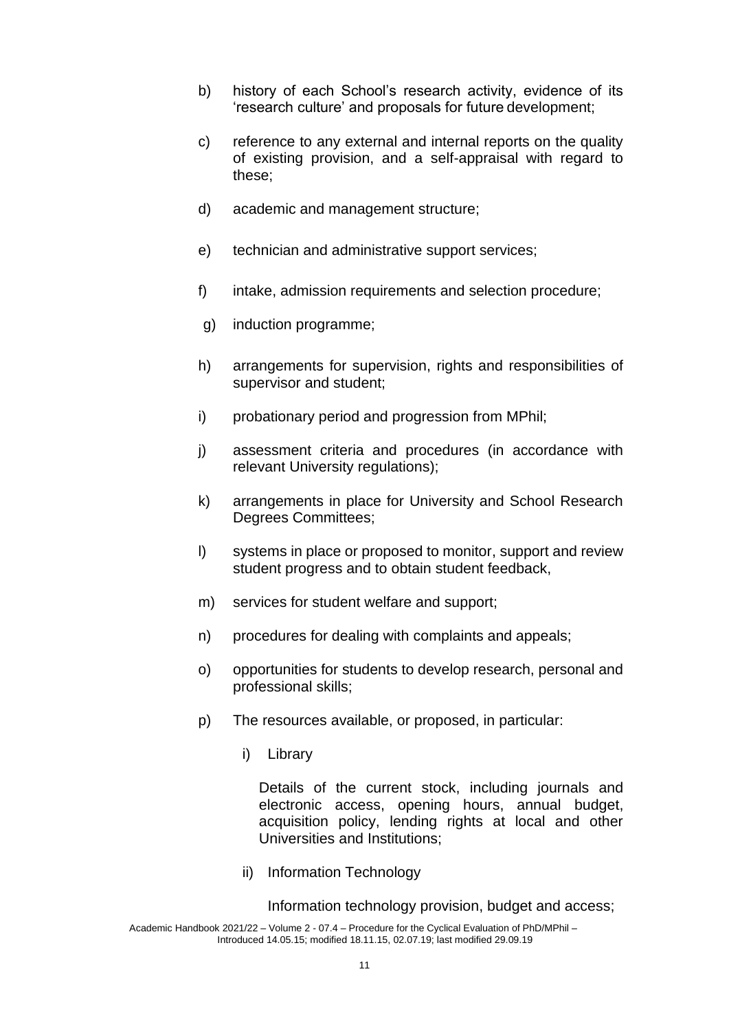b) history of each School's research activity, evidence of its 'research culture' and proposals for future development;

c) reference to any external and internal reports on the quality of existing provision, and a self-appraisal with regard to these;

d) academic and management structure;

e) technician and administrative support services;

f) intake, admission requirements and selection procedure;

g) induction programme;

h) arrangements for supervision, rights and responsibilities of supervisor and student;

i) probationary period and progression from MPhil;

j) assessment criteria and procedures (in accordance with relevant University regulations);

k) arrangements in place for University and School Research Degrees Committees;

l) systems in place or proposed to monitor, support and review student progress and to obtain student feedback,

m) services for student welfare and support;

n) procedures for dealing with complaints and appeals;

o) opportunities for students to develop research, personal and professional skills;

p) The resources available, or proposed, in particular:

   i) Library

      Details of the current stock, including journals and electronic access, opening hours, annual budget, acquisition policy, lending rights at local and other Universities and Institutions;

   ii) Information Technology

      Information technology provision, budget and access;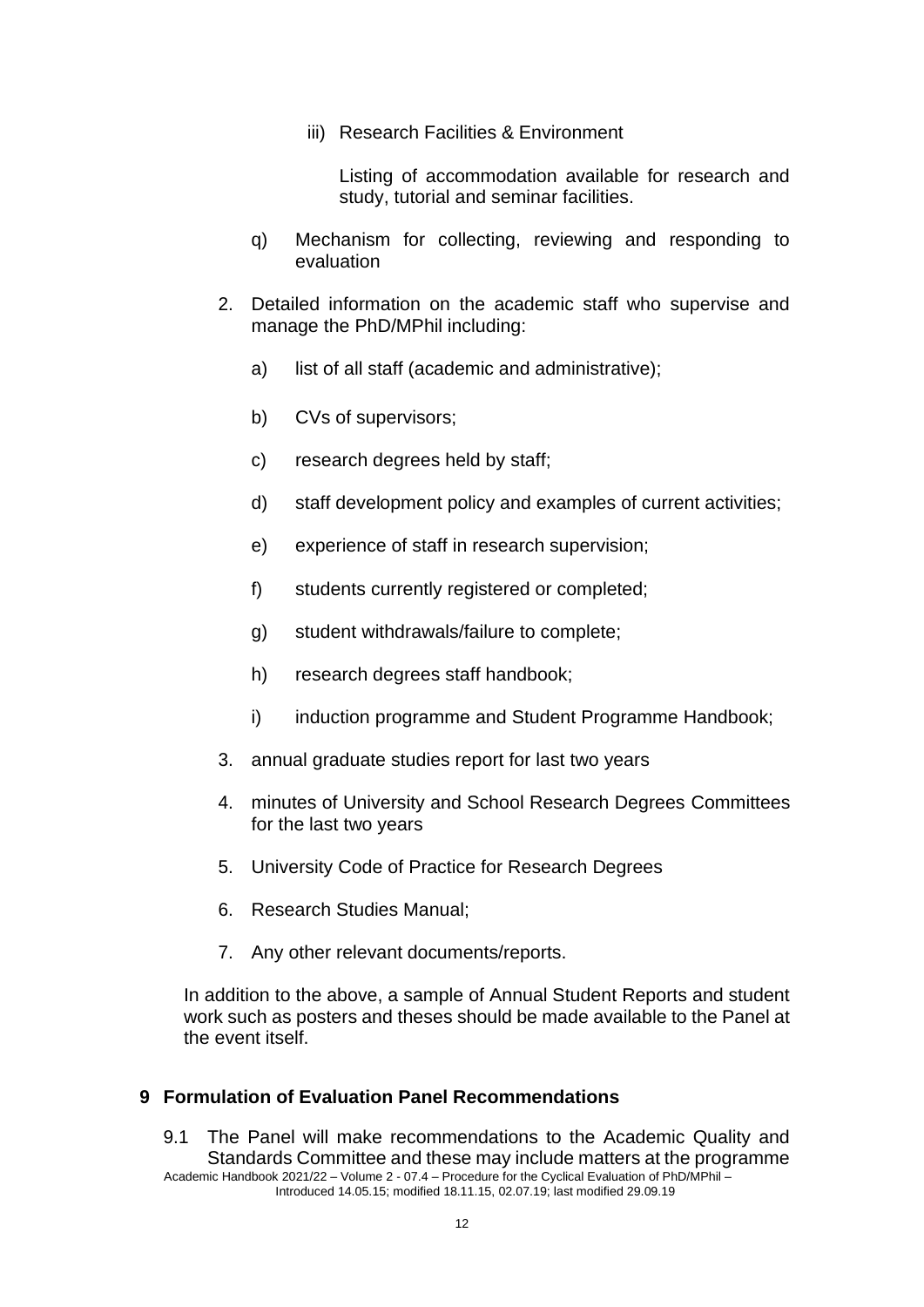iii) Research Facilities & Environment

Listing of accommodation available for research and study, tutorial and seminar facilities.

q) Mechanism for collecting, reviewing and responding to evaluation

2. Detailed information on the academic staff who supervise and manage the PhD/MPhil including:

   a) list of all staff (academic and administrative);

   b) CVs of supervisors;

   c) research degrees held by staff;

   d) staff development policy and examples of current activities;

   e) experience of staff in research supervision;

   f) students currently registered or completed;

   g) student withdrawals/failure to complete;

   h) research degrees staff handbook;

   i) induction programme and Student Programme Handbook;

3. annual graduate studies report for last two years

4. minutes of University and School Research Degrees Committees for the last two years

5. University Code of Practice for Research Degrees

6. Research Studies Manual;

7. Any other relevant documents/reports.

In addition to the above, a sample of Annual Student Reports and student work such as posters and theses should be made available to the Panel at the event itself.

## 9 Formulation of Evaluation Panel Recommendations

9.1 The Panel will make recommendations to the Academic Quality and Standards Committee and these may include matters at the programme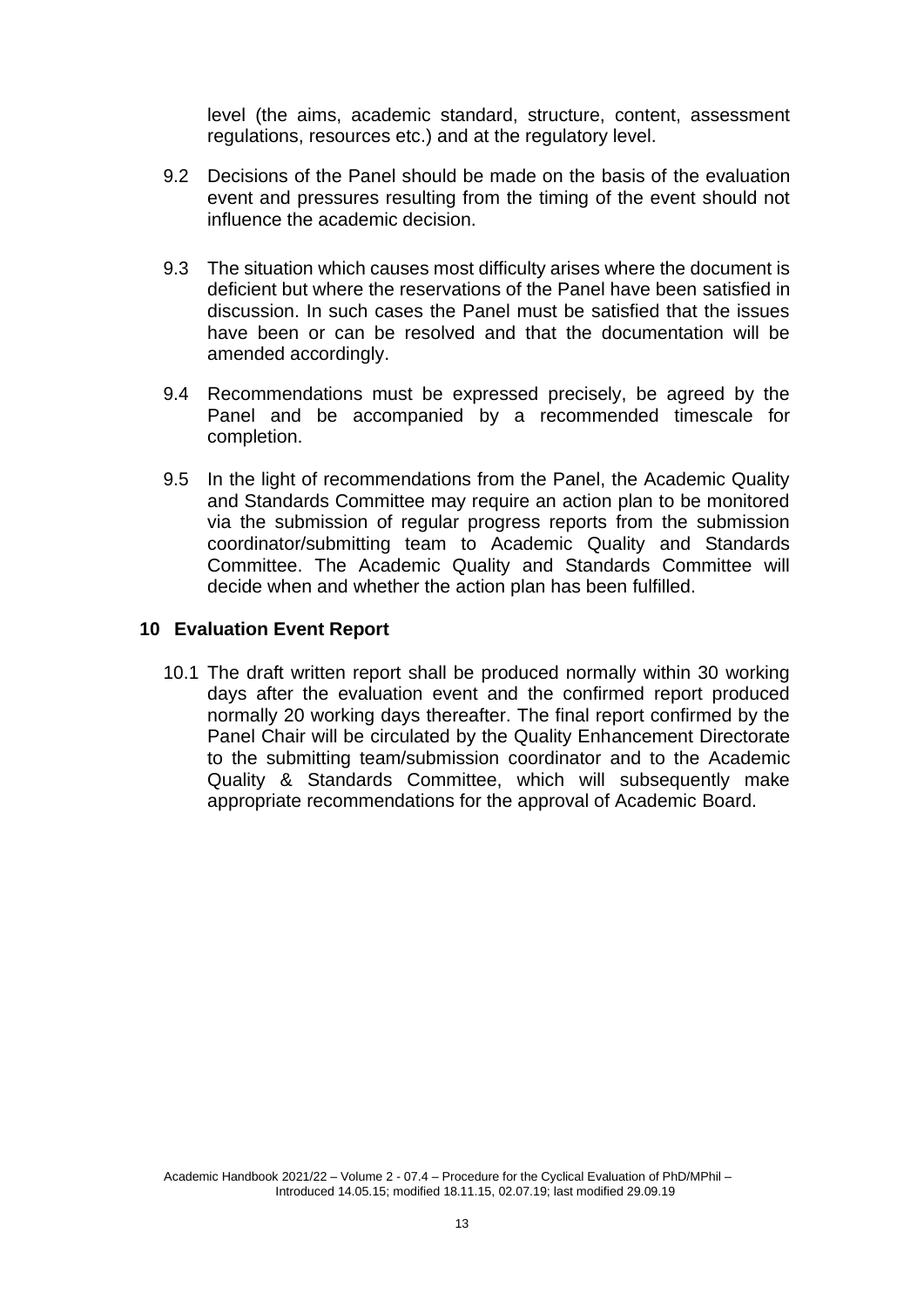level (the aims, academic standard, structure, content, assessment regulations, resources etc.) and at the regulatory level.

9.2 Decisions of the Panel should be made on the basis of the evaluation event and pressures resulting from the timing of the event should not influence the academic decision.

9.3 The situation which causes most difficulty arises where the document is deficient but where the reservations of the Panel have been satisfied in discussion. In such cases the Panel must be satisfied that the issues have been or can be resolved and that the documentation will be amended accordingly.

9.4 Recommendations must be expressed precisely, be agreed by the Panel and be accompanied by a recommended timescale for completion.

9.5 In the light of recommendations from the Panel, the Academic Quality and Standards Committee may require an action plan to be monitored via the submission of regular progress reports from the submission coordinator/submitting team to Academic Quality and Standards Committee. The Academic Quality and Standards Committee will decide when and whether the action plan has been fulfilled.

## 10 Evaluation Event Report

10.1 The draft written report shall be produced normally within 30 working days after the evaluation event and the confirmed report produced normally 20 working days thereafter. The final report confirmed by the Panel Chair will be circulated by the Quality Enhancement Directorate to the submitting team/submission coordinator and to the Academic Quality & Standards Committee, which will subsequently make appropriate recommendations for the approval of Academic Board.